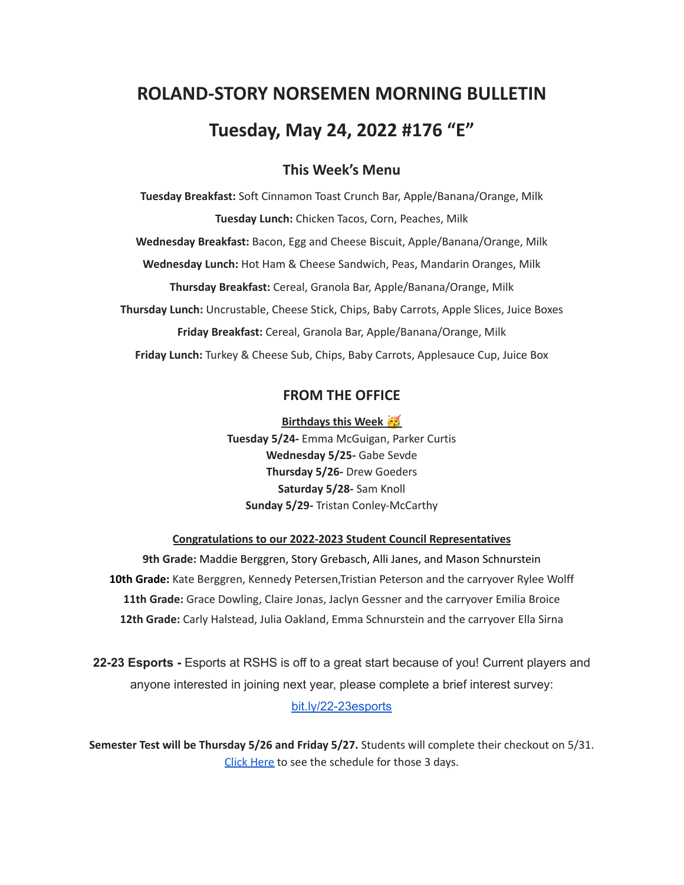# ROLAND-STORY NORSEMEN MORNING BULLETIN

# Tuesday, May 24, 2022 #176 "E"

## This Week's Menu

**Tuesday Breakfast:** Soft Cinnamon Toast Crunch Bar, Apple/Banana/Orange, Milk

**Tuesday Lunch:** Chicken Tacos, Corn, Peaches, Milk

**Wednesday Breakfast:** Bacon, Egg and Cheese Biscuit, Apple/Banana/Orange, Milk

**Wednesday Lunch:** Hot Ham & Cheese Sandwich, Peas, Mandarin Oranges, Milk

**Thursday Breakfast:** Cereal, Granola Bar, Apple/Banana/Orange, Milk

**Thursday Lunch:** Uncrustable, Cheese Stick, Chips, Baby Carrots, Apple Slices, Juice Boxes

**Friday Breakfast:** Cereal, Granola Bar, Apple/Banana/Orange, Milk

**Friday Lunch:** Turkey & Cheese Sub, Chips, Baby Carrots, Applesauce Cup, Juice Box

## FROM THE OFFICE

**Birthdays this Week 🥳**

**Tuesday 5/24-** Emma McGuigan, Parker Curtis
**Wednesday 5/25-** Gabe Sevde
**Thursday 5/26-** Drew Goeders
**Saturday 5/28-** Sam Knoll
**Sunday 5/29-** Tristan Conley-McCarthy

**Congratulations to our 2022-2023 Student Council Representatives**

**9th Grade:** Maddie Berggren, Story Grebasch, Alli Janes, and Mason Schnurstein
**10th Grade:** Kate Berggren, Kennedy Petersen,Tristian Peterson and the carryover Rylee Wolff
**11th Grade:** Grace Dowling, Claire Jonas, Jaclyn Gessner and the carryover Emilia Broice
**12th Grade:** Carly Halstead, Julia Oakland, Emma Schnurstein and the carryover Ella Sirna

**22-23 Esports -** Esports at RSHS is off to a great start because of you! Current players and anyone interested in joining next year, please complete a brief interest survey: bit.ly/22-23esports

**Semester Test will be Thursday 5/26 and Friday 5/27.** Students will complete their checkout on 5/31. Click Here to see the schedule for those 3 days.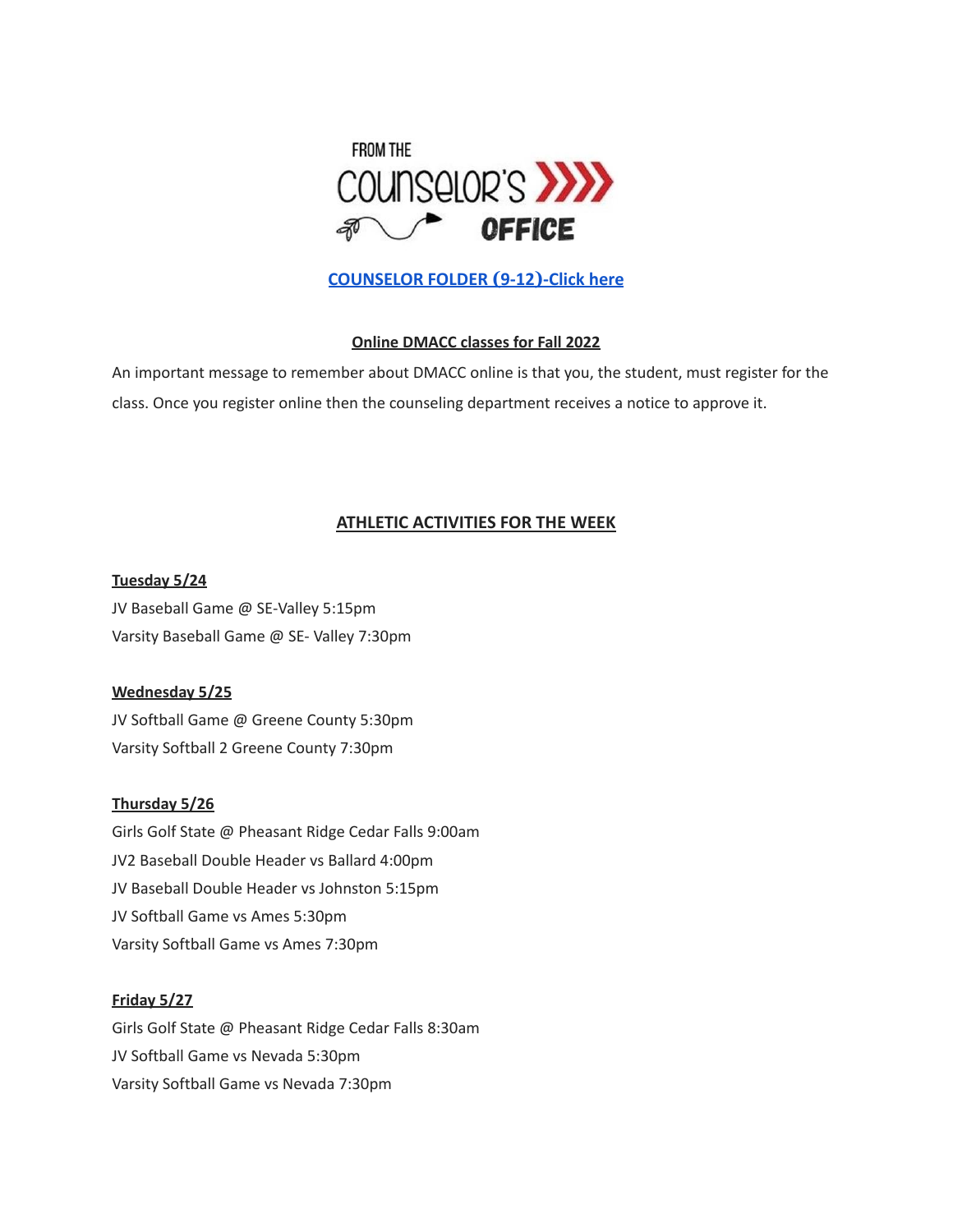FROM THE COUNSELOR'S OFFICE

**[COUNSELOR FOLDER (9-12)-Click here]**

**Online DMACC classes for Fall 2022**

An important message to remember about DMACC online is that you, the student, must register for the class. Once you register online then the counseling department receives a notice to approve it.

## ATHLETIC ACTIVITIES FOR THE WEEK

**Tuesday 5/24**

JV Baseball Game @ SE-Valley 5:15pm
Varsity Baseball Game @ SE- Valley 7:30pm

**Wednesday 5/25**

JV Softball Game @ Greene County 5:30pm
Varsity Softball 2 Greene County 7:30pm

**Thursday 5/26**

Girls Golf State @ Pheasant Ridge Cedar Falls 9:00am
JV2 Baseball Double Header vs Ballard 4:00pm
JV Baseball Double Header vs Johnston 5:15pm
JV Softball Game vs Ames 5:30pm
Varsity Softball Game vs Ames 7:30pm

**Friday 5/27**

Girls Golf State @ Pheasant Ridge Cedar Falls 8:30am
JV Softball Game vs Nevada 5:30pm
Varsity Softball Game vs Nevada 7:30pm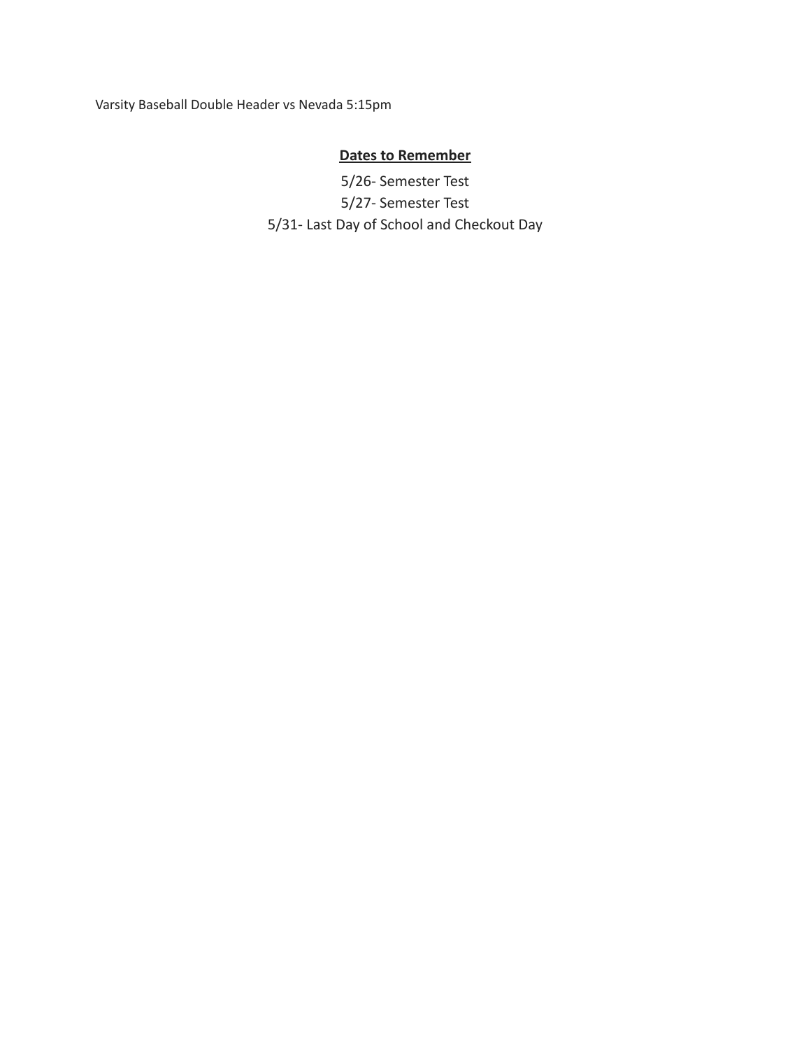Varsity Baseball Double Header vs Nevada 5:15pm

**Dates to Remember**

5/26- Semester Test

5/27- Semester Test

5/31- Last Day of School and Checkout Day